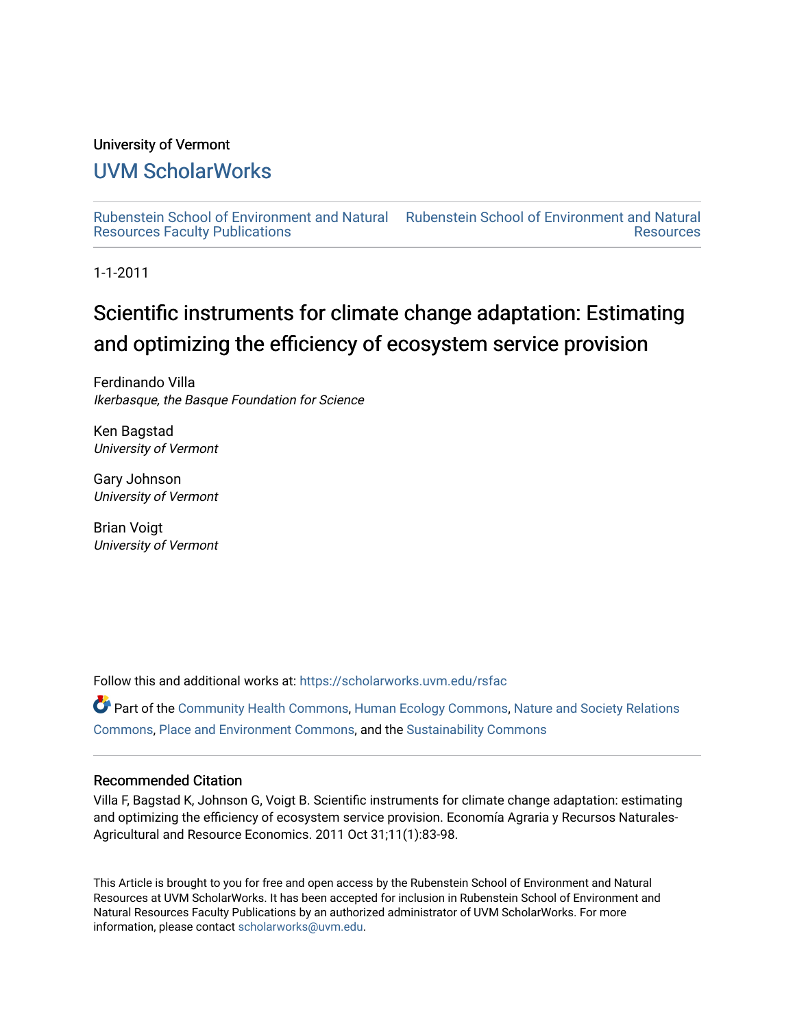University of Vermont

# UVM ScholarWorks

Rubenstein School of Environment and Natural Resources Faculty Publications | Rubenstein School of Environment and Natural Resources

1-1-2011

## Scientific instruments for climate change adaptation: Estimating and optimizing the efficiency of ecosystem service provision

Ferdinando Villa
*Ikerbasque, the Basque Foundation for Science*

Ken Bagstad
*University of Vermont*

Gary Johnson
*University of Vermont*

Brian Voigt
*University of Vermont*

Follow this and additional works at: https://scholarworks.uvm.edu/rsfac

Part of the Community Health Commons, Human Ecology Commons, Nature and Society Relations Commons, Place and Environment Commons, and the Sustainability Commons

### Recommended Citation

Villa F, Bagstad K, Johnson G, Voigt B. Scientific instruments for climate change adaptation: estimating and optimizing the efficiency of ecosystem service provision. Economía Agraria y Recursos Naturales-Agricultural and Resource Economics. 2011 Oct 31;11(1):83-98.

This Article is brought to you for free and open access by the Rubenstein School of Environment and Natural Resources at UVM ScholarWorks. It has been accepted for inclusion in Rubenstein School of Environment and Natural Resources Faculty Publications by an authorized administrator of UVM ScholarWorks. For more information, please contact scholarworks@uvm.edu.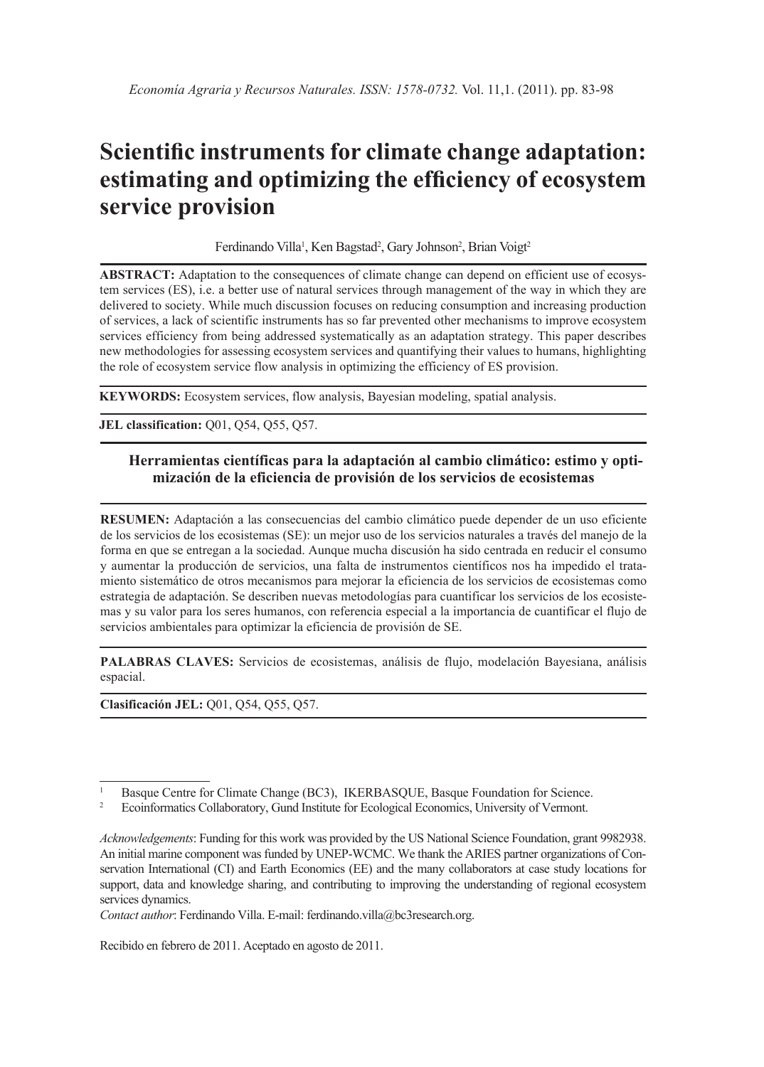# Scientific instruments for climate change adaptation: estimating and optimizing the efficiency of ecosystem service provision

Ferdinando Villa[1], Ken Bagstad[2], Gary Johnson[2], Brian Voigt[2]

**ABSTRACT:** Adaptation to the consequences of climate change can depend on efficient use of ecosystem services (ES), i.e. a better use of natural services through management of the way in which they are delivered to society. While much discussion focuses on reducing consumption and increasing production of services, a lack of scientific instruments has so far prevented other mechanisms to improve ecosystem services efficiency from being addressed systematically as an adaptation strategy. This paper describes new methodologies for assessing ecosystem services and quantifying their values to humans, highlighting the role of ecosystem service flow analysis in optimizing the efficiency of ES provision.

**KEYWORDS:** Ecosystem services, flow analysis, Bayesian modeling, spatial analysis.

**JEL classification:** Q01, Q54, Q55, Q57.

## Herramientas científicas para la adaptación al cambio climático: estimo y optimización de la eficiencia de provisión de los servicios de ecosistemas

**RESUMEN:** Adaptación a las consecuencias del cambio climático puede depender de un uso eficiente de los servicios de los ecosistemas (SE): un mejor uso de los servicios naturales a través del manejo de la forma en que se entregan a la sociedad. Aunque mucha discusión ha sido centrada en reducir el consumo y aumentar la producción de servicios, una falta de instrumentos científicos nos ha impedido el tratamiento sistemático de otros mecanismos para mejorar la eficiencia de los servicios de ecosistemas como estrategia de adaptación. Se describen nuevas metodologías para cuantificar los servicios de los ecosistemas y su valor para los seres humanos, con referencia especial a la importancia de cuantificar el flujo de servicios ambientales para optimizar la eficiencia de provisión de SE.

**PALABRAS CLAVES:** Servicios de ecosistemas, análisis de flujo, modelación Bayesiana, análisis espacial.

**Clasificación JEL:** Q01, Q54, Q55, Q57.

---

[1] Basque Centre for Climate Change (BC3), IKERBASQUE, Basque Foundation for Science.

[2] Ecoinformatics Collaboratory, Gund Institute for Ecological Economics, University of Vermont.

*Acknowledgements*: Funding for this work was provided by the US National Science Foundation, grant 9982938. An initial marine component was funded by UNEP-WCMC. We thank the ARIES partner organizations of Conservation International (CI) and Earth Economics (EE) and the many collaborators at case study locations for support, data and knowledge sharing, and contributing to improving the understanding of regional ecosystem services dynamics.

*Contact author*: Ferdinando Villa. E-mail: ferdinando.villa@bc3research.org.

Recibido en febrero de 2011. Aceptado en agosto de 2011.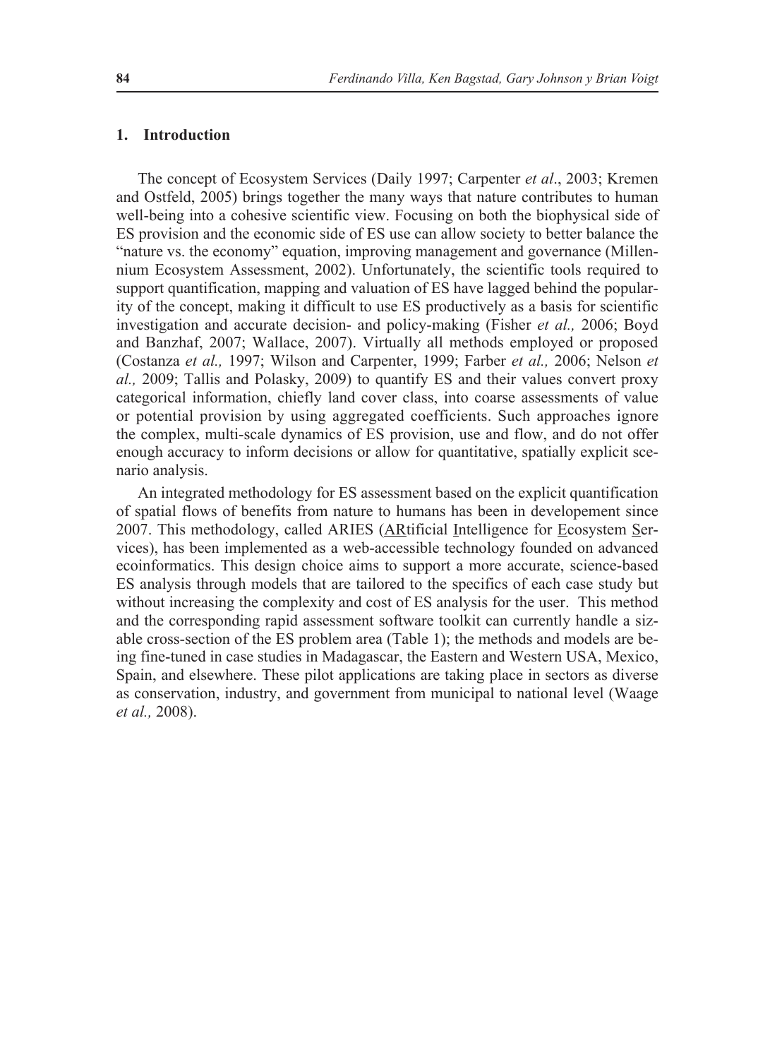## 1. Introduction

The concept of Ecosystem Services (Daily 1997; Carpenter *et al*., 2003; Kremen and Ostfeld, 2005) brings together the many ways that nature contributes to human well-being into a cohesive scientific view. Focusing on both the biophysical side of ES provision and the economic side of ES use can allow society to better balance the "nature vs. the economy" equation, improving management and governance (Millennium Ecosystem Assessment, 2002). Unfortunately, the scientific tools required to support quantification, mapping and valuation of ES have lagged behind the popularity of the concept, making it difficult to use ES productively as a basis for scientific investigation and accurate decision- and policy-making (Fisher *et al.,* 2006; Boyd and Banzhaf, 2007; Wallace, 2007). Virtually all methods employed or proposed (Costanza *et al.,* 1997; Wilson and Carpenter, 1999; Farber *et al.,* 2006; Nelson *et al.,* 2009; Tallis and Polasky, 2009) to quantify ES and their values convert proxy categorical information, chiefly land cover class, into coarse assessments of value or potential provision by using aggregated coefficients. Such approaches ignore the complex, multi-scale dynamics of ES provision, use and flow, and do not offer enough accuracy to inform decisions or allow for quantitative, spatially explicit scenario analysis.

An integrated methodology for ES assessment based on the explicit quantification of spatial flows of benefits from nature to humans has been in developement since 2007. This methodology, called ARIES (ARtificial Intelligence for Ecosystem Services), has been implemented as a web-accessible technology founded on advanced ecoinformatics. This design choice aims to support a more accurate, science-based ES analysis through models that are tailored to the specifics of each case study but without increasing the complexity and cost of ES analysis for the user. This method and the corresponding rapid assessment software toolkit can currently handle a sizable cross-section of the ES problem area (Table 1); the methods and models are being fine-tuned in case studies in Madagascar, the Eastern and Western USA, Mexico, Spain, and elsewhere. These pilot applications are taking place in sectors as diverse as conservation, industry, and government from municipal to national level (Waage *et al.,* 2008).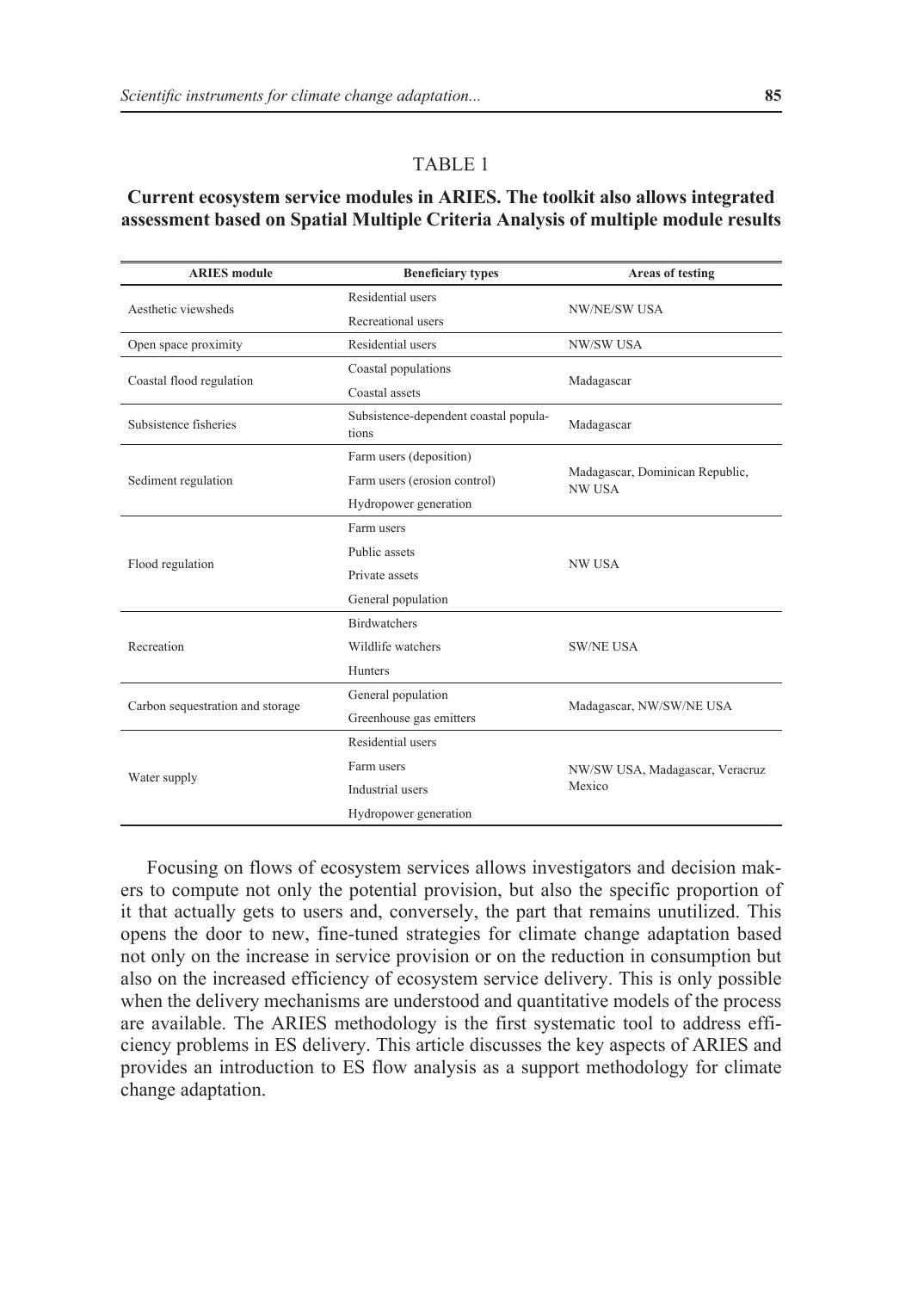TABLE 1

**Current ecosystem service modules in ARIES. The toolkit also allows integrated assessment based on Spatial Multiple Criteria Analysis of multiple module results**

| ARIES module | Beneficiary types | Areas of testing |
|---|---|---|
| Aesthetic viewsheds | Residential users | NW/NE/SW USA |
| | Recreational users | |
| Open space proximity | Residential users | NW/SW USA |
| Coastal flood regulation | Coastal populations | Madagascar |
| | Coastal assets | |
| Subsistence fisheries | Subsistence-dependent coastal populations | Madagascar |
| Sediment regulation | Farm users (deposition) | Madagascar, Dominican Republic, NW USA |
| | Farm users (erosion control) | |
| | Hydropower generation | |
| Flood regulation | Farm users | NW USA |
| | Public assets | |
| | Private assets | |
| | General population | |
| Recreation | Birdwatchers | SW/NE USA |
| | Wildlife watchers | |
| | Hunters | |
| Carbon sequestration and storage | General population | Madagascar, NW/SW/NE USA |
| | Greenhouse gas emitters | |
| Water supply | Residential users | NW/SW USA, Madagascar, Veracruz Mexico |
| | Farm users | |
| | Industrial users | |
| | Hydropower generation | |

Focusing on flows of ecosystem services allows investigators and decision makers to compute not only the potential provision, but also the specific proportion of it that actually gets to users and, conversely, the part that remains unutilized. This opens the door to new, fine-tuned strategies for climate change adaptation based not only on the increase in service provision or on the reduction in consumption but also on the increased efficiency of ecosystem service delivery. This is only possible when the delivery mechanisms are understood and quantitative models of the process are available. The ARIES methodology is the first systematic tool to address efficiency problems in ES delivery. This article discusses the key aspects of ARIES and provides an introduction to ES flow analysis as a support methodology for climate change adaptation.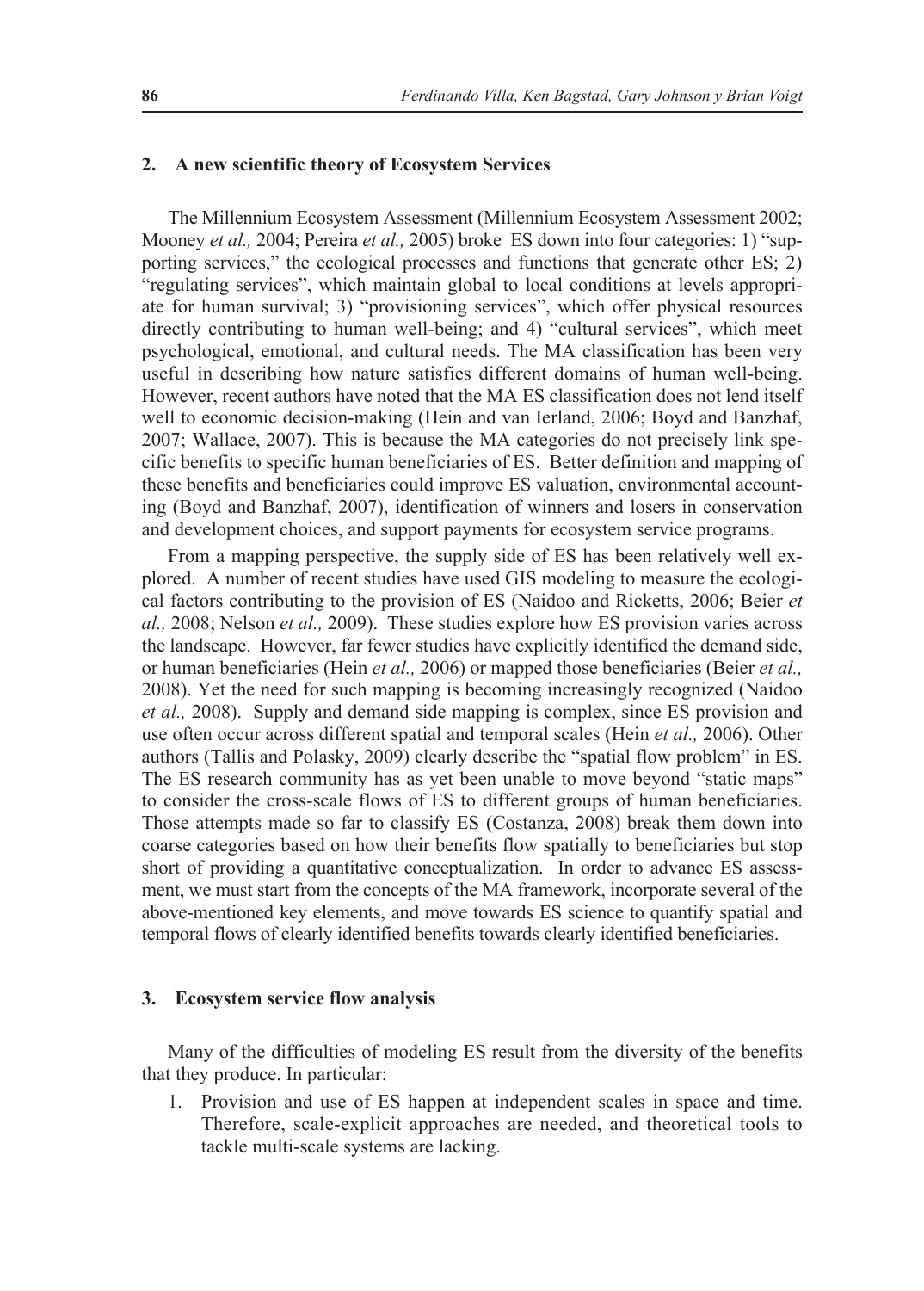## 2. A new scientific theory of Ecosystem Services

The Millennium Ecosystem Assessment (Millennium Ecosystem Assessment 2002; Mooney *et al.,* 2004; Pereira *et al.,* 2005) broke ES down into four categories: 1) "supporting services," the ecological processes and functions that generate other ES; 2) "regulating services", which maintain global to local conditions at levels appropriate for human survival; 3) "provisioning services", which offer physical resources directly contributing to human well-being; and 4) "cultural services", which meet psychological, emotional, and cultural needs. The MA classification has been very useful in describing how nature satisfies different domains of human well-being. However, recent authors have noted that the MA ES classification does not lend itself well to economic decision-making (Hein and van Ierland, 2006; Boyd and Banzhaf, 2007; Wallace, 2007). This is because the MA categories do not precisely link specific benefits to specific human beneficiaries of ES. Better definition and mapping of these benefits and beneficiaries could improve ES valuation, environmental accounting (Boyd and Banzhaf, 2007), identification of winners and losers in conservation and development choices, and support payments for ecosystem service programs.

From a mapping perspective, the supply side of ES has been relatively well explored. A number of recent studies have used GIS modeling to measure the ecological factors contributing to the provision of ES (Naidoo and Ricketts, 2006; Beier *et al.,* 2008; Nelson *et al.,* 2009). These studies explore how ES provision varies across the landscape. However, far fewer studies have explicitly identified the demand side, or human beneficiaries (Hein *et al.,* 2006) or mapped those beneficiaries (Beier *et al.,* 2008). Yet the need for such mapping is becoming increasingly recognized (Naidoo *et al.,* 2008). Supply and demand side mapping is complex, since ES provision and use often occur across different spatial and temporal scales (Hein *et al.,* 2006). Other authors (Tallis and Polasky, 2009) clearly describe the "spatial flow problem" in ES. The ES research community has as yet been unable to move beyond "static maps" to consider the cross-scale flows of ES to different groups of human beneficiaries. Those attempts made so far to classify ES (Costanza, 2008) break them down into coarse categories based on how their benefits flow spatially to beneficiaries but stop short of providing a quantitative conceptualization. In order to advance ES assessment, we must start from the concepts of the MA framework, incorporate several of the above-mentioned key elements, and move towards ES science to quantify spatial and temporal flows of clearly identified benefits towards clearly identified beneficiaries.

## 3. Ecosystem service flow analysis

Many of the difficulties of modeling ES result from the diversity of the benefits that they produce. In particular:

1. Provision and use of ES happen at independent scales in space and time. Therefore, scale-explicit approaches are needed, and theoretical tools to tackle multi-scale systems are lacking.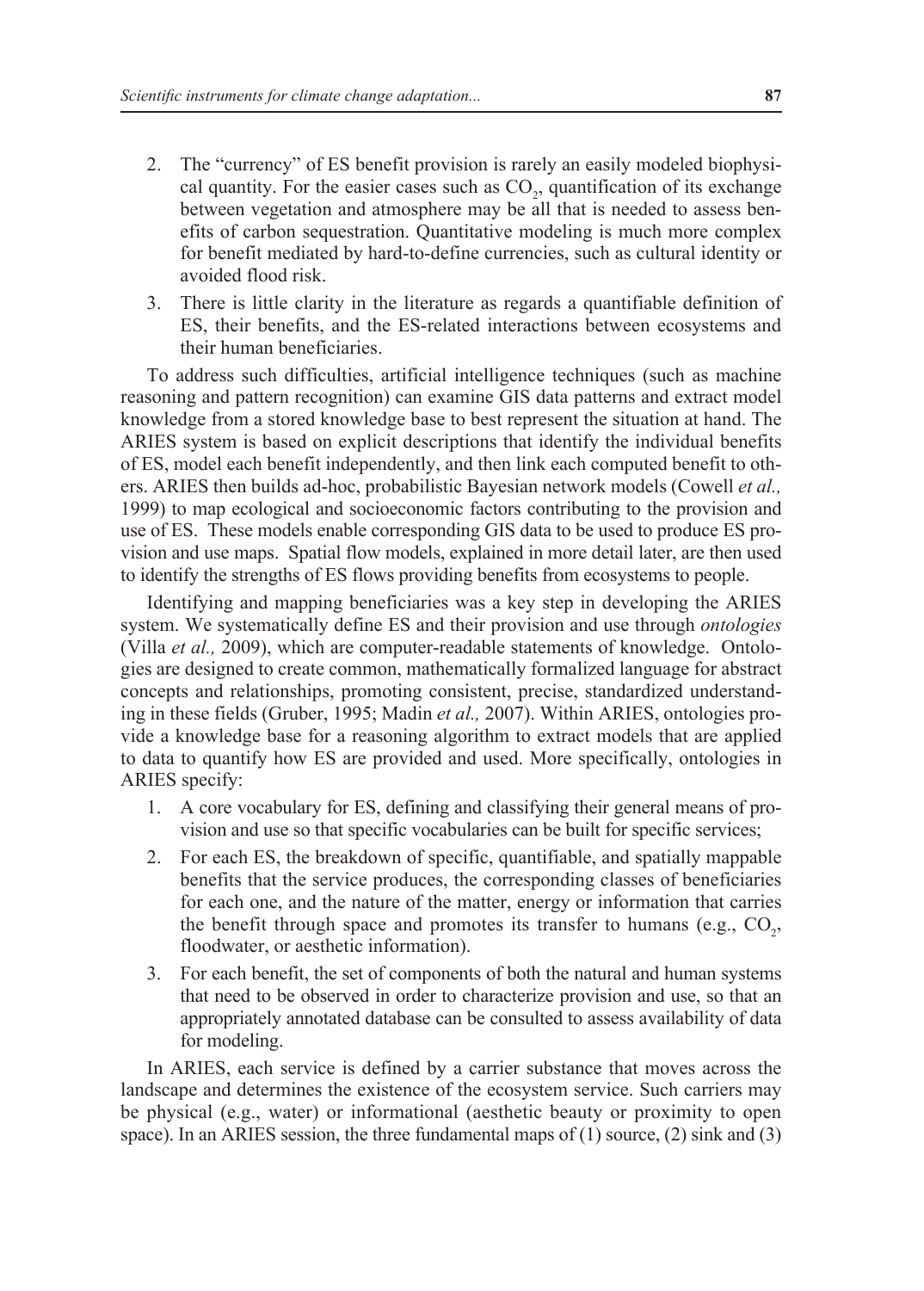2. The "currency" of ES benefit provision is rarely an easily modeled biophysical quantity. For the easier cases such as $CO_2$, quantification of its exchange between vegetation and atmosphere may be all that is needed to assess benefits of carbon sequestration. Quantitative modeling is much more complex for benefit mediated by hard-to-define currencies, such as cultural identity or avoided flood risk.
3. There is little clarity in the literature as regards a quantifiable definition of ES, their benefits, and the ES-related interactions between ecosystems and their human beneficiaries.

To address such difficulties, artificial intelligence techniques (such as machine reasoning and pattern recognition) can examine GIS data patterns and extract model knowledge from a stored knowledge base to best represent the situation at hand. The ARIES system is based on explicit descriptions that identify the individual benefits of ES, model each benefit independently, and then link each computed benefit to others. ARIES then builds ad-hoc, probabilistic Bayesian network models (Cowell *et al.,* 1999) to map ecological and socioeconomic factors contributing to the provision and use of ES. These models enable corresponding GIS data to be used to produce ES provision and use maps. Spatial flow models, explained in more detail later, are then used to identify the strengths of ES flows providing benefits from ecosystems to people.

Identifying and mapping beneficiaries was a key step in developing the ARIES system. We systematically define ES and their provision and use through *ontologies* (Villa *et al.,* 2009), which are computer-readable statements of knowledge. Ontologies are designed to create common, mathematically formalized language for abstract concepts and relationships, promoting consistent, precise, standardized understanding in these fields (Gruber, 1995; Madin *et al.,* 2007). Within ARIES, ontologies provide a knowledge base for a reasoning algorithm to extract models that are applied to data to quantify how ES are provided and used. More specifically, ontologies in ARIES specify:

1. A core vocabulary for ES, defining and classifying their general means of provision and use so that specific vocabularies can be built for specific services;
2. For each ES, the breakdown of specific, quantifiable, and spatially mappable benefits that the service produces, the corresponding classes of beneficiaries for each one, and the nature of the matter, energy or information that carries the benefit through space and promotes its transfer to humans (e.g., $CO_2$, floodwater, or aesthetic information).
3. For each benefit, the set of components of both the natural and human systems that need to be observed in order to characterize provision and use, so that an appropriately annotated database can be consulted to assess availability of data for modeling.

In ARIES, each service is defined by a carrier substance that moves across the landscape and determines the existence of the ecosystem service. Such carriers may be physical (e.g., water) or informational (aesthetic beauty or proximity to open space). In an ARIES session, the three fundamental maps of (1) source, (2) sink and (3)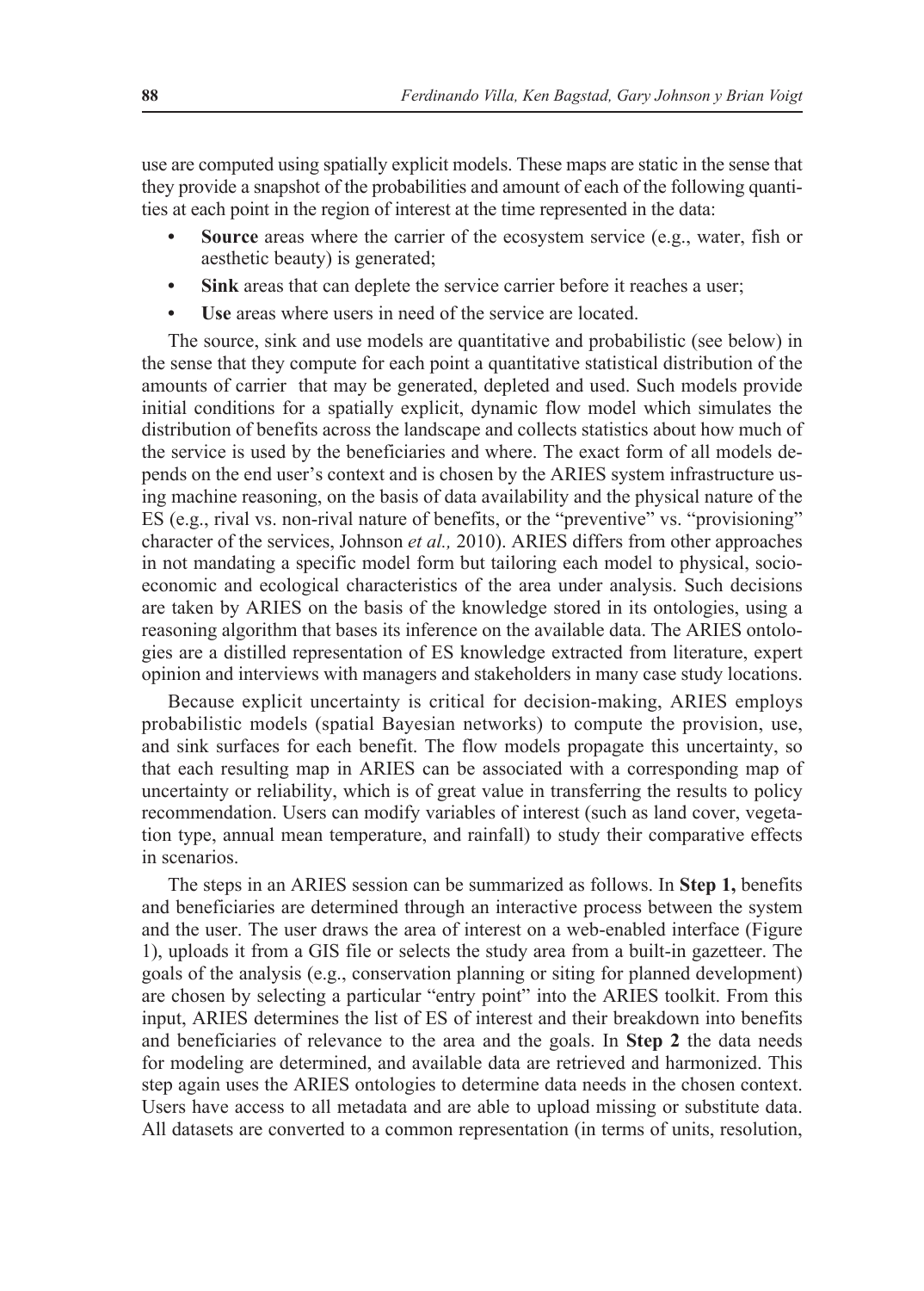use are computed using spatially explicit models. These maps are static in the sense that they provide a snapshot of the probabilities and amount of each of the following quantities at each point in the region of interest at the time represented in the data:

- **Source** areas where the carrier of the ecosystem service (e.g., water, fish or aesthetic beauty) is generated;
- **Sink** areas that can deplete the service carrier before it reaches a user;
- **Use** areas where users in need of the service are located.

The source, sink and use models are quantitative and probabilistic (see below) in the sense that they compute for each point a quantitative statistical distribution of the amounts of carrier that may be generated, depleted and used. Such models provide initial conditions for a spatially explicit, dynamic flow model which simulates the distribution of benefits across the landscape and collects statistics about how much of the service is used by the beneficiaries and where. The exact form of all models depends on the end user's context and is chosen by the ARIES system infrastructure using machine reasoning, on the basis of data availability and the physical nature of the ES (e.g., rival vs. non-rival nature of benefits, or the "preventive" vs. "provisioning" character of the services, Johnson *et al.,* 2010). ARIES differs from other approaches in not mandating a specific model form but tailoring each model to physical, socio-economic and ecological characteristics of the area under analysis. Such decisions are taken by ARIES on the basis of the knowledge stored in its ontologies, using a reasoning algorithm that bases its inference on the available data. The ARIES ontologies are a distilled representation of ES knowledge extracted from literature, expert opinion and interviews with managers and stakeholders in many case study locations.

Because explicit uncertainty is critical for decision-making, ARIES employs probabilistic models (spatial Bayesian networks) to compute the provision, use, and sink surfaces for each benefit. The flow models propagate this uncertainty, so that each resulting map in ARIES can be associated with a corresponding map of uncertainty or reliability, which is of great value in transferring the results to policy recommendation. Users can modify variables of interest (such as land cover, vegetation type, annual mean temperature, and rainfall) to study their comparative effects in scenarios.

The steps in an ARIES session can be summarized as follows. In **Step 1,** benefits and beneficiaries are determined through an interactive process between the system and the user. The user draws the area of interest on a web-enabled interface (Figure 1), uploads it from a GIS file or selects the study area from a built-in gazetteer. The goals of the analysis (e.g., conservation planning or siting for planned development) are chosen by selecting a particular "entry point" into the ARIES toolkit. From this input, ARIES determines the list of ES of interest and their breakdown into benefits and beneficiaries of relevance to the area and the goals. In **Step 2** the data needs for modeling are determined, and available data are retrieved and harmonized. This step again uses the ARIES ontologies to determine data needs in the chosen context. Users have access to all metadata and are able to upload missing or substitute data. All datasets are converted to a common representation (in terms of units, resolution,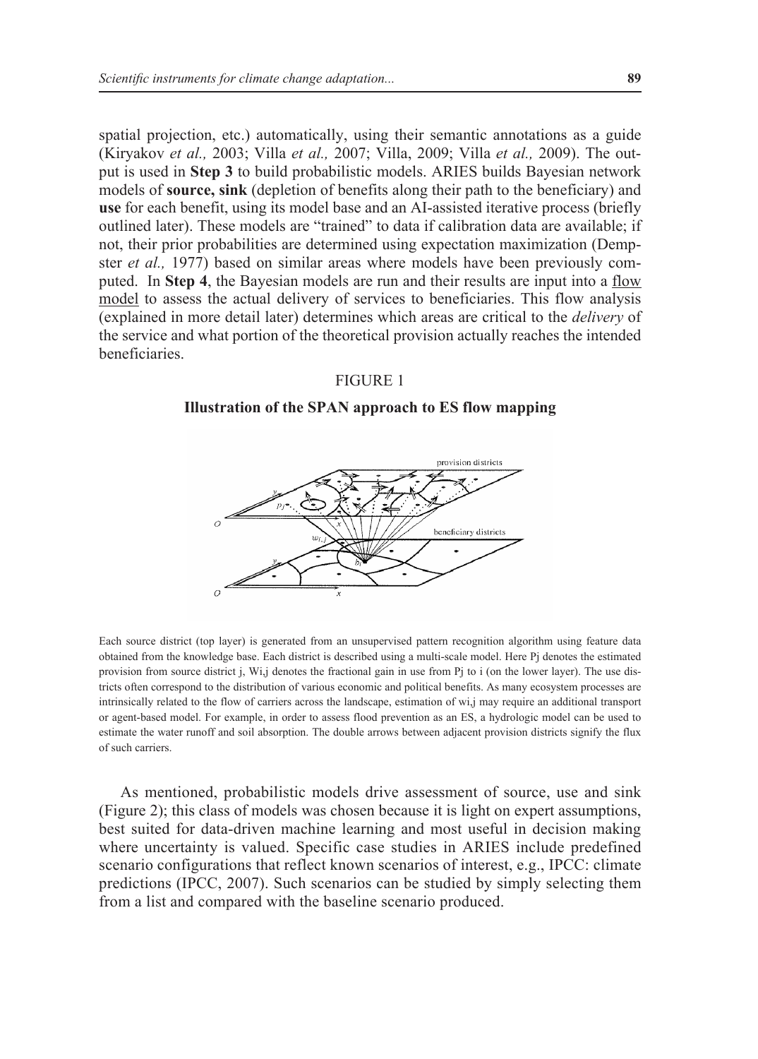spatial projection, etc.) automatically, using their semantic annotations as a guide (Kiryakov *et al.,* 2003; Villa *et al.,* 2007; Villa, 2009; Villa *et al.,* 2009). The output is used in **Step 3** to build probabilistic models. ARIES builds Bayesian network models of **source, sink** (depletion of benefits along their path to the beneficiary) and **use** for each benefit, using its model base and an AI-assisted iterative process (briefly outlined later). These models are "trained" to data if calibration data are available; if not, their prior probabilities are determined using expectation maximization (Dempster *et al.,* 1977) based on similar areas where models have been previously computed. In **Step 4**, the Bayesian models are run and their results are input into a flow model to assess the actual delivery of services to beneficiaries. This flow analysis (explained in more detail later) determines which areas are critical to the *delivery* of the service and what portion of the theoretical provision actually reaches the intended beneficiaries.

FIGURE 1

**Illustration of the SPAN approach to ES flow mapping**

Each source district (top layer) is generated from an unsupervised pattern recognition algorithm using feature data obtained from the knowledge base. Each district is described using a multi-scale model. Here Pj denotes the estimated provision from source district j, Wi,j denotes the fractional gain in use from Pj to i (on the lower layer). The use districts often correspond to the distribution of various economic and political benefits. As many ecosystem processes are intrinsically related to the flow of carriers across the landscape, estimation of wi,j may require an additional transport or agent-based model. For example, in order to assess flood prevention as an ES, a hydrologic model can be used to estimate the water runoff and soil absorption. The double arrows between adjacent provision districts signify the flux of such carriers.

As mentioned, probabilistic models drive assessment of source, use and sink (Figure 2); this class of models was chosen because it is light on expert assumptions, best suited for data-driven machine learning and most useful in decision making where uncertainty is valued. Specific case studies in ARIES include predefined scenario configurations that reflect known scenarios of interest, e.g., IPCC: climate predictions (IPCC, 2007). Such scenarios can be studied by simply selecting them from a list and compared with the baseline scenario produced.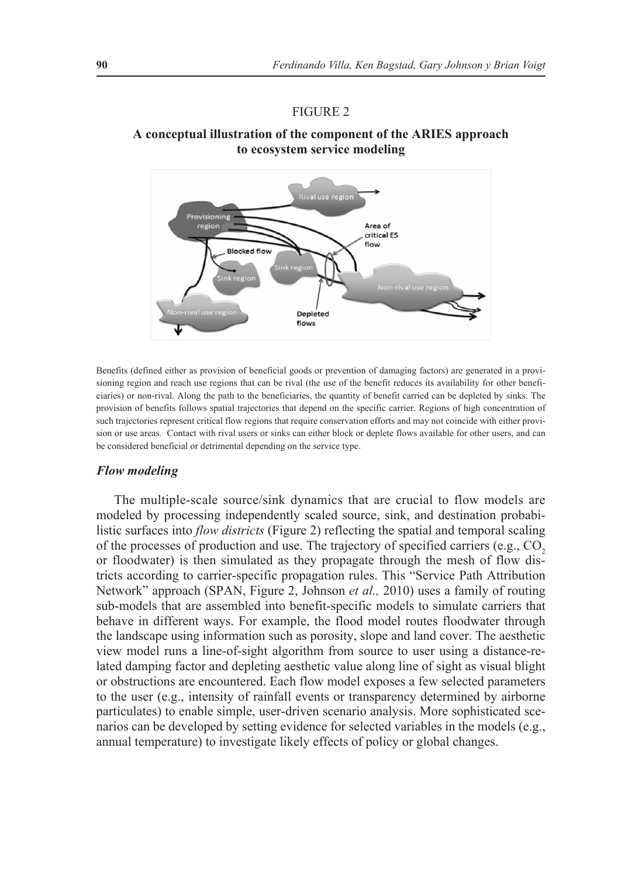FIGURE 2

**A conceptual illustration of the component of the ARIES approach to ecosystem service modeling**

Benefits (defined either as provision of beneficial goods or prevention of damaging factors) are generated in a provisioning region and reach use regions that can be rival (the use of the benefit reduces its availability for other beneficiaries) or non-rival. Along the path to the beneficiaries, the quantity of benefit carried can be depleted by sinks. The provision of benefits follows spatial trajectories that depend on the specific carrier. Regions of high concentration of such trajectories represent critical flow regions that require conservation efforts and may not coincide with either provision or use areas. Contact with rival users or sinks can either block or deplete flows available for other users, and can be considered beneficial or detrimental depending on the service type.

### *Flow modeling*

The multiple-scale source/sink dynamics that are crucial to flow models are modeled by processing independently scaled source, sink, and destination probabilistic surfaces into *flow districts* (Figure 2) reflecting the spatial and temporal scaling of the processes of production and use. The trajectory of specified carriers (e.g., $CO_2$ or floodwater) is then simulated as they propagate through the mesh of flow districts according to carrier-specific propagation rules. This "Service Path Attribution Network" approach (SPAN, Figure 2, Johnson *et al.,* 2010) uses a family of routing sub-models that are assembled into benefit-specific models to simulate carriers that behave in different ways. For example, the flood model routes floodwater through the landscape using information such as porosity, slope and land cover. The aesthetic view model runs a line-of-sight algorithm from source to user using a distance-related damping factor and depleting aesthetic value along line of sight as visual blight or obstructions are encountered. Each flow model exposes a few selected parameters to the user (e.g., intensity of rainfall events or transparency determined by airborne particulates) to enable simple, user-driven scenario analysis. More sophisticated scenarios can be developed by setting evidence for selected variables in the models (e.g., annual temperature) to investigate likely effects of policy or global changes.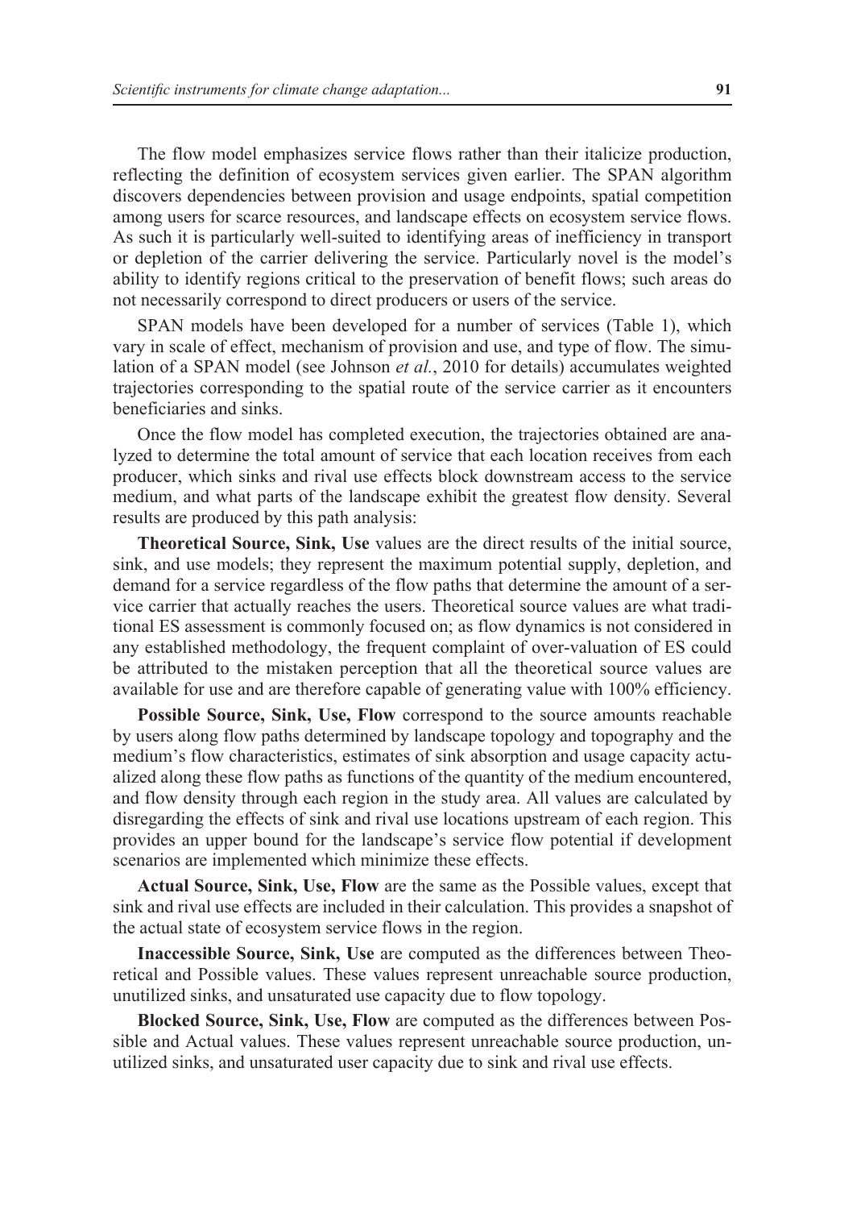The flow model emphasizes service flows rather than their italicize production, reflecting the definition of ecosystem services given earlier. The SPAN algorithm discovers dependencies between provision and usage endpoints, spatial competition among users for scarce resources, and landscape effects on ecosystem service flows. As such it is particularly well-suited to identifying areas of inefficiency in transport or depletion of the carrier delivering the service. Particularly novel is the model's ability to identify regions critical to the preservation of benefit flows; such areas do not necessarily correspond to direct producers or users of the service.

SPAN models have been developed for a number of services (Table 1), which vary in scale of effect, mechanism of provision and use, and type of flow. The simulation of a SPAN model (see Johnson *et al.*, 2010 for details) accumulates weighted trajectories corresponding to the spatial route of the service carrier as it encounters beneficiaries and sinks.

Once the flow model has completed execution, the trajectories obtained are analyzed to determine the total amount of service that each location receives from each producer, which sinks and rival use effects block downstream access to the service medium, and what parts of the landscape exhibit the greatest flow density. Several results are produced by this path analysis:

**Theoretical Source, Sink, Use** values are the direct results of the initial source, sink, and use models; they represent the maximum potential supply, depletion, and demand for a service regardless of the flow paths that determine the amount of a service carrier that actually reaches the users. Theoretical source values are what traditional ES assessment is commonly focused on; as flow dynamics is not considered in any established methodology, the frequent complaint of over-valuation of ES could be attributed to the mistaken perception that all the theoretical source values are available for use and are therefore capable of generating value with 100% efficiency.

**Possible Source, Sink, Use, Flow** correspond to the source amounts reachable by users along flow paths determined by landscape topology and topography and the medium's flow characteristics, estimates of sink absorption and usage capacity actualized along these flow paths as functions of the quantity of the medium encountered, and flow density through each region in the study area. All values are calculated by disregarding the effects of sink and rival use locations upstream of each region. This provides an upper bound for the landscape's service flow potential if development scenarios are implemented which minimize these effects.

**Actual Source, Sink, Use, Flow** are the same as the Possible values, except that sink and rival use effects are included in their calculation. This provides a snapshot of the actual state of ecosystem service flows in the region.

**Inaccessible Source, Sink, Use** are computed as the differences between Theoretical and Possible values. These values represent unreachable source production, unutilized sinks, and unsaturated use capacity due to flow topology.

**Blocked Source, Sink, Use, Flow** are computed as the differences between Possible and Actual values. These values represent unreachable source production, unutilized sinks, and unsaturated user capacity due to sink and rival use effects.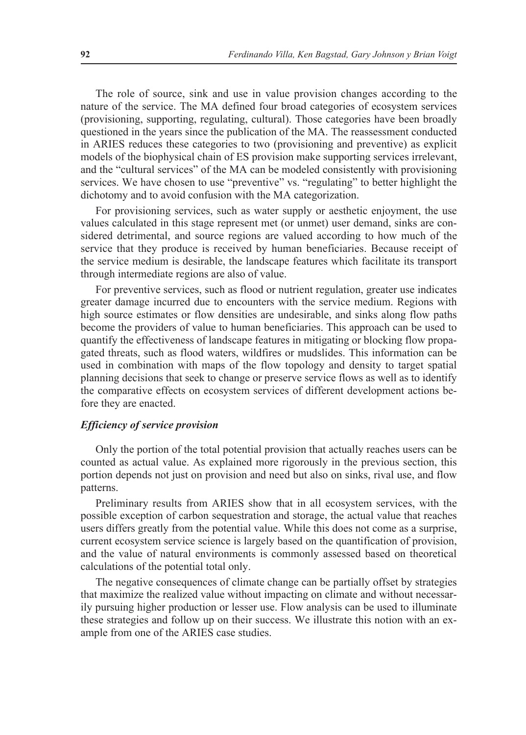The role of source, sink and use in value provision changes according to the nature of the service. The MA defined four broad categories of ecosystem services (provisioning, supporting, regulating, cultural). Those categories have been broadly questioned in the years since the publication of the MA. The reassessment conducted in ARIES reduces these categories to two (provisioning and preventive) as explicit models of the biophysical chain of ES provision make supporting services irrelevant, and the "cultural services" of the MA can be modeled consistently with provisioning services. We have chosen to use "preventive" vs. "regulating" to better highlight the dichotomy and to avoid confusion with the MA categorization.

For provisioning services, such as water supply or aesthetic enjoyment, the use values calculated in this stage represent met (or unmet) user demand, sinks are considered detrimental, and source regions are valued according to how much of the service that they produce is received by human beneficiaries. Because receipt of the service medium is desirable, the landscape features which facilitate its transport through intermediate regions are also of value.

For preventive services, such as flood or nutrient regulation, greater use indicates greater damage incurred due to encounters with the service medium. Regions with high source estimates or flow densities are undesirable, and sinks along flow paths become the providers of value to human beneficiaries. This approach can be used to quantify the effectiveness of landscape features in mitigating or blocking flow propagated threats, such as flood waters, wildfires or mudslides. This information can be used in combination with maps of the flow topology and density to target spatial planning decisions that seek to change or preserve service flows as well as to identify the comparative effects on ecosystem services of different development actions before they are enacted.

### *Efficiency of service provision*

Only the portion of the total potential provision that actually reaches users can be counted as actual value. As explained more rigorously in the previous section, this portion depends not just on provision and need but also on sinks, rival use, and flow patterns.

Preliminary results from ARIES show that in all ecosystem services, with the possible exception of carbon sequestration and storage, the actual value that reaches users differs greatly from the potential value. While this does not come as a surprise, current ecosystem service science is largely based on the quantification of provision, and the value of natural environments is commonly assessed based on theoretical calculations of the potential total only.

The negative consequences of climate change can be partially offset by strategies that maximize the realized value without impacting on climate and without necessarily pursuing higher production or lesser use. Flow analysis can be used to illuminate these strategies and follow up on their success. We illustrate this notion with an example from one of the ARIES case studies.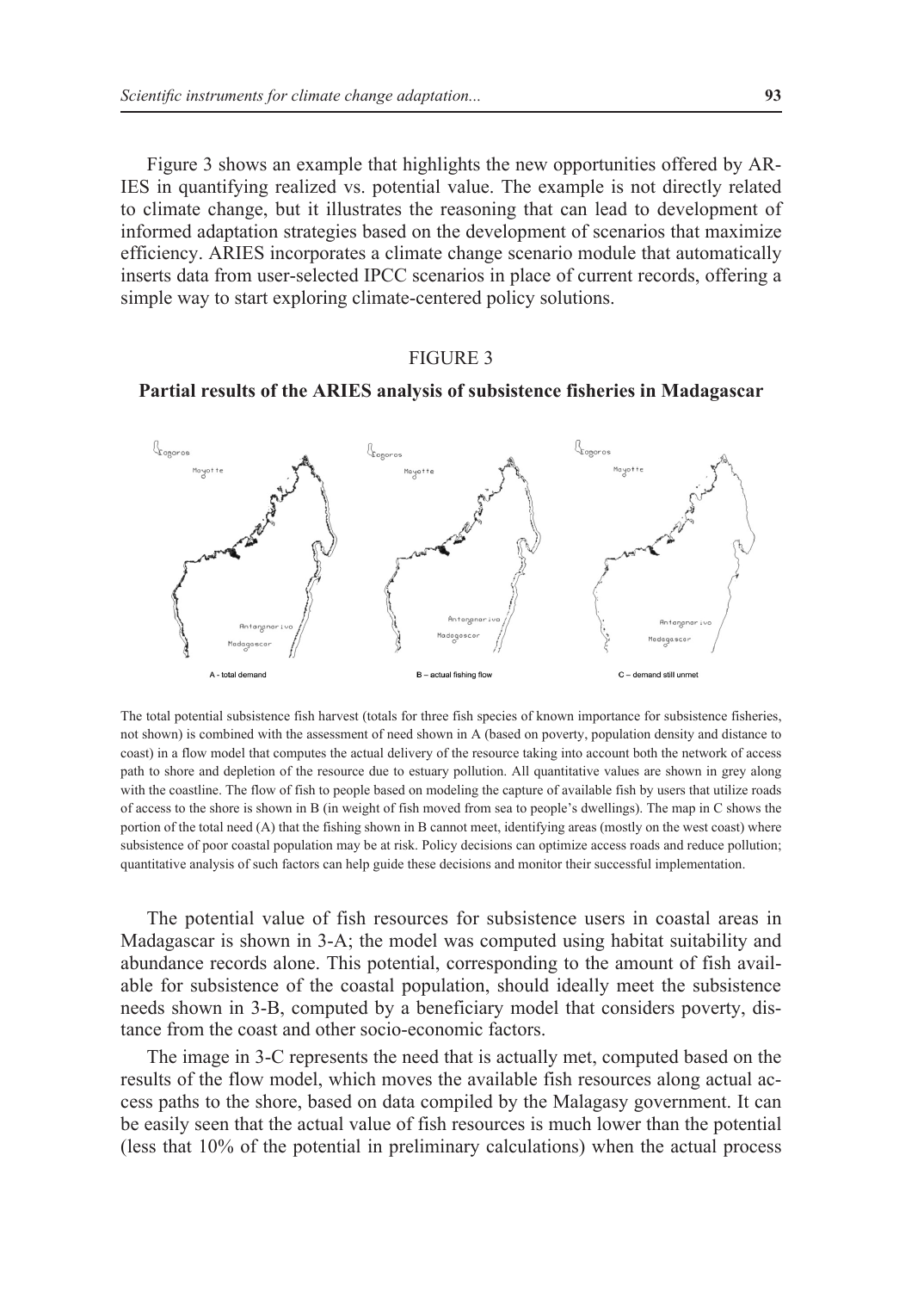Figure 3 shows an example that highlights the new opportunities offered by ARIES in quantifying realized vs. potential value. The example is not directly related to climate change, but it illustrates the reasoning that can lead to development of informed adaptation strategies based on the development of scenarios that maximize efficiency. ARIES incorporates a climate change scenario module that automatically inserts data from user-selected IPCC scenarios in place of current records, offering a simple way to start exploring climate-centered policy solutions.

FIGURE 3

**Partial results of the ARIES analysis of subsistence fisheries in Madagascar**

A - total demand B – actual fishing flow C – demand still unmet

The total potential subsistence fish harvest (totals for three fish species of known importance for subsistence fisheries, not shown) is combined with the assessment of need shown in A (based on poverty, population density and distance to coast) in a flow model that computes the actual delivery of the resource taking into account both the network of access path to shore and depletion of the resource due to estuary pollution. All quantitative values are shown in grey along with the coastline. The flow of fish to people based on modeling the capture of available fish by users that utilize roads of access to the shore is shown in B (in weight of fish moved from sea to people's dwellings). The map in C shows the portion of the total need (A) that the fishing shown in B cannot meet, identifying areas (mostly on the west coast) where subsistence of poor coastal population may be at risk. Policy decisions can optimize access roads and reduce pollution; quantitative analysis of such factors can help guide these decisions and monitor their successful implementation.

The potential value of fish resources for subsistence users in coastal areas in Madagascar is shown in 3-A; the model was computed using habitat suitability and abundance records alone. This potential, corresponding to the amount of fish available for subsistence of the coastal population, should ideally meet the subsistence needs shown in 3-B, computed by a beneficiary model that considers poverty, distance from the coast and other socio-economic factors.

The image in 3-C represents the need that is actually met, computed based on the results of the flow model, which moves the available fish resources along actual access paths to the shore, based on data compiled by the Malagasy government. It can be easily seen that the actual value of fish resources is much lower than the potential (less that 10% of the potential in preliminary calculations) when the actual process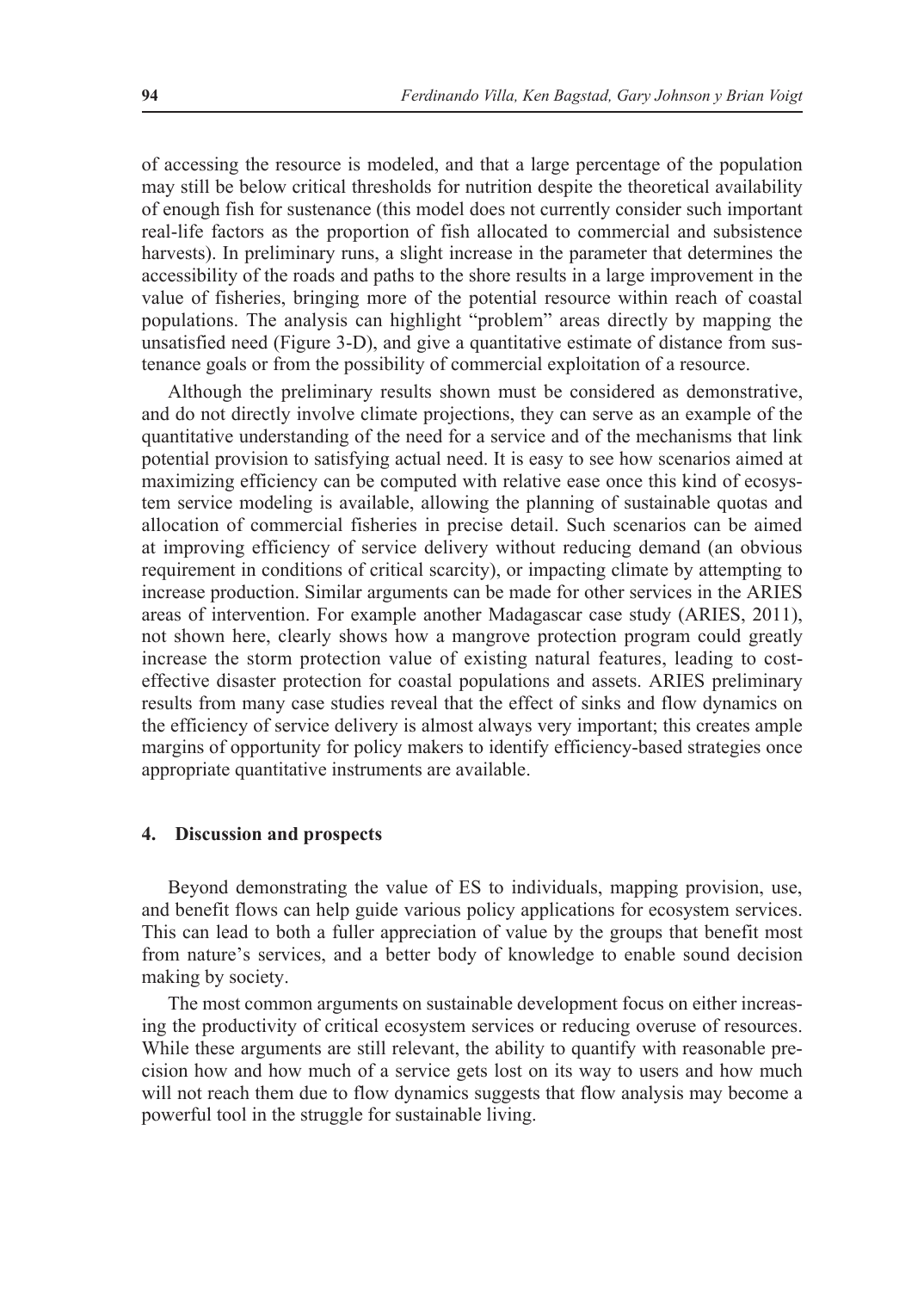of accessing the resource is modeled, and that a large percentage of the population may still be below critical thresholds for nutrition despite the theoretical availability of enough fish for sustenance (this model does not currently consider such important real-life factors as the proportion of fish allocated to commercial and subsistence harvests). In preliminary runs, a slight increase in the parameter that determines the accessibility of the roads and paths to the shore results in a large improvement in the value of fisheries, bringing more of the potential resource within reach of coastal populations. The analysis can highlight "problem" areas directly by mapping the unsatisfied need (Figure 3-D), and give a quantitative estimate of distance from sustenance goals or from the possibility of commercial exploitation of a resource.

Although the preliminary results shown must be considered as demonstrative, and do not directly involve climate projections, they can serve as an example of the quantitative understanding of the need for a service and of the mechanisms that link potential provision to satisfying actual need. It is easy to see how scenarios aimed at maximizing efficiency can be computed with relative ease once this kind of ecosystem service modeling is available, allowing the planning of sustainable quotas and allocation of commercial fisheries in precise detail. Such scenarios can be aimed at improving efficiency of service delivery without reducing demand (an obvious requirement in conditions of critical scarcity), or impacting climate by attempting to increase production. Similar arguments can be made for other services in the ARIES areas of intervention. For example another Madagascar case study (ARIES, 2011), not shown here, clearly shows how a mangrove protection program could greatly increase the storm protection value of existing natural features, leading to cost-effective disaster protection for coastal populations and assets. ARIES preliminary results from many case studies reveal that the effect of sinks and flow dynamics on the efficiency of service delivery is almost always very important; this creates ample margins of opportunity for policy makers to identify efficiency-based strategies once appropriate quantitative instruments are available.

## 4. Discussion and prospects

Beyond demonstrating the value of ES to individuals, mapping provision, use, and benefit flows can help guide various policy applications for ecosystem services. This can lead to both a fuller appreciation of value by the groups that benefit most from nature's services, and a better body of knowledge to enable sound decision making by society.

The most common arguments on sustainable development focus on either increasing the productivity of critical ecosystem services or reducing overuse of resources. While these arguments are still relevant, the ability to quantify with reasonable precision how and how much of a service gets lost on its way to users and how much will not reach them due to flow dynamics suggests that flow analysis may become a powerful tool in the struggle for sustainable living.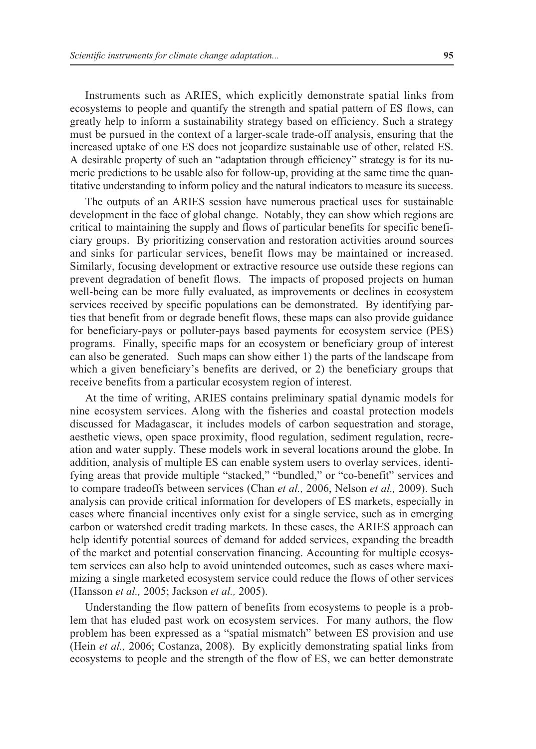Instruments such as ARIES, which explicitly demonstrate spatial links from ecosystems to people and quantify the strength and spatial pattern of ES flows, can greatly help to inform a sustainability strategy based on efficiency. Such a strategy must be pursued in the context of a larger-scale trade-off analysis, ensuring that the increased uptake of one ES does not jeopardize sustainable use of other, related ES. A desirable property of such an "adaptation through efficiency" strategy is for its numeric predictions to be usable also for follow-up, providing at the same time the quantitative understanding to inform policy and the natural indicators to measure its success.

The outputs of an ARIES session have numerous practical uses for sustainable development in the face of global change. Notably, they can show which regions are critical to maintaining the supply and flows of particular benefits for specific beneficiary groups. By prioritizing conservation and restoration activities around sources and sinks for particular services, benefit flows may be maintained or increased. Similarly, focusing development or extractive resource use outside these regions can prevent degradation of benefit flows. The impacts of proposed projects on human well-being can be more fully evaluated, as improvements or declines in ecosystem services received by specific populations can be demonstrated. By identifying parties that benefit from or degrade benefit flows, these maps can also provide guidance for beneficiary-pays or polluter-pays based payments for ecosystem service (PES) programs. Finally, specific maps for an ecosystem or beneficiary group of interest can also be generated. Such maps can show either 1) the parts of the landscape from which a given beneficiary's benefits are derived, or 2) the beneficiary groups that receive benefits from a particular ecosystem region of interest.

At the time of writing, ARIES contains preliminary spatial dynamic models for nine ecosystem services. Along with the fisheries and coastal protection models discussed for Madagascar, it includes models of carbon sequestration and storage, aesthetic views, open space proximity, flood regulation, sediment regulation, recreation and water supply. These models work in several locations around the globe. In addition, analysis of multiple ES can enable system users to overlay services, identifying areas that provide multiple "stacked," "bundled," or "co-benefit" services and to compare tradeoffs between services (Chan *et al.,* 2006, Nelson *et al.,* 2009). Such analysis can provide critical information for developers of ES markets, especially in cases where financial incentives only exist for a single service, such as in emerging carbon or watershed credit trading markets. In these cases, the ARIES approach can help identify potential sources of demand for added services, expanding the breadth of the market and potential conservation financing. Accounting for multiple ecosystem services can also help to avoid unintended outcomes, such as cases where maximizing a single marketed ecosystem service could reduce the flows of other services (Hansson *et al.,* 2005; Jackson *et al.,* 2005).

Understanding the flow pattern of benefits from ecosystems to people is a problem that has eluded past work on ecosystem services. For many authors, the flow problem has been expressed as a "spatial mismatch" between ES provision and use (Hein *et al.,* 2006; Costanza, 2008). By explicitly demonstrating spatial links from ecosystems to people and the strength of the flow of ES, we can better demonstrate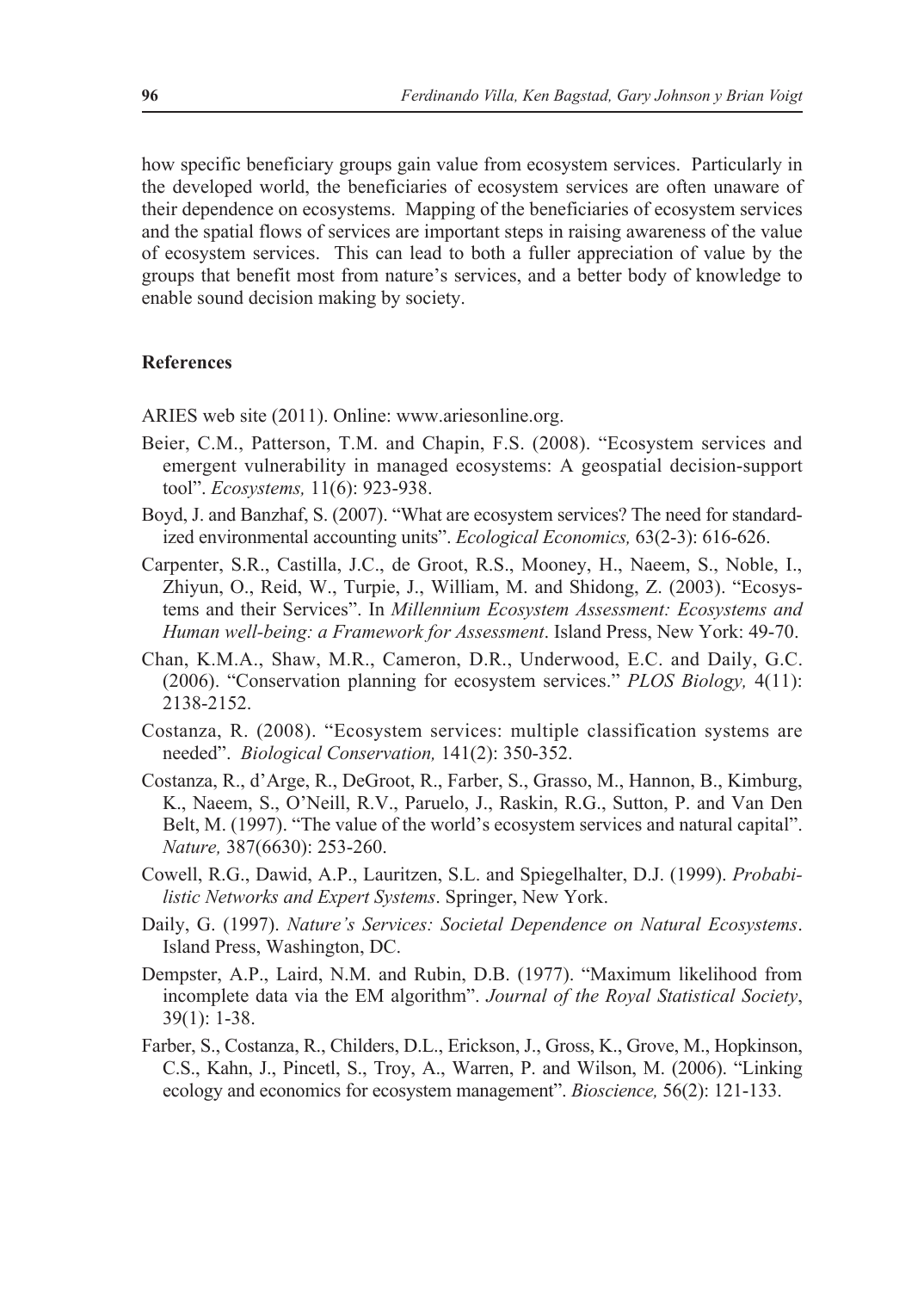how specific beneficiary groups gain value from ecosystem services. Particularly in the developed world, the beneficiaries of ecosystem services are often unaware of their dependence on ecosystems. Mapping of the beneficiaries of ecosystem services and the spatial flows of services are important steps in raising awareness of the value of ecosystem services. This can lead to both a fuller appreciation of value by the groups that benefit most from nature's services, and a better body of knowledge to enable sound decision making by society.

## References

ARIES web site (2011). Online: www.ariesonline.org.

Beier, C.M., Patterson, T.M. and Chapin, F.S. (2008). "Ecosystem services and emergent vulnerability in managed ecosystems: A geospatial decision-support tool". *Ecosystems,* 11(6): 923-938.

Boyd, J. and Banzhaf, S. (2007). "What are ecosystem services? The need for standardized environmental accounting units". *Ecological Economics,* 63(2-3): 616-626.

Carpenter, S.R., Castilla, J.C., de Groot, R.S., Mooney, H., Naeem, S., Noble, I., Zhiyun, O., Reid, W., Turpie, J., William, M. and Shidong, Z. (2003). "Ecosystems and their Services". In *Millennium Ecosystem Assessment: Ecosystems and Human well-being: a Framework for Assessment*. Island Press, New York: 49-70.

Chan, K.M.A., Shaw, M.R., Cameron, D.R., Underwood, E.C. and Daily, G.C. (2006). "Conservation planning for ecosystem services." *PLOS Biology,* 4(11): 2138-2152.

Costanza, R. (2008). "Ecosystem services: multiple classification systems are needed". *Biological Conservation,* 141(2): 350-352.

Costanza, R., d'Arge, R., DeGroot, R., Farber, S., Grasso, M., Hannon, B., Kimburg, K., Naeem, S., O'Neill, R.V., Paruelo, J., Raskin, R.G., Sutton, P. and Van Den Belt, M. (1997). "The value of the world's ecosystem services and natural capital". *Nature,* 387(6630): 253-260.

Cowell, R.G., Dawid, A.P., Lauritzen, S.L. and Spiegelhalter, D.J. (1999). *Probabilistic Networks and Expert Systems*. Springer, New York.

Daily, G. (1997). *Nature's Services: Societal Dependence on Natural Ecosystems*. Island Press, Washington, DC.

Dempster, A.P., Laird, N.M. and Rubin, D.B. (1977). "Maximum likelihood from incomplete data via the EM algorithm". *Journal of the Royal Statistical Society*, 39(1): 1-38.

Farber, S., Costanza, R., Childers, D.L., Erickson, J., Gross, K., Grove, M., Hopkinson, C.S., Kahn, J., Pincetl, S., Troy, A., Warren, P. and Wilson, M. (2006). "Linking ecology and economics for ecosystem management". *Bioscience,* 56(2): 121-133.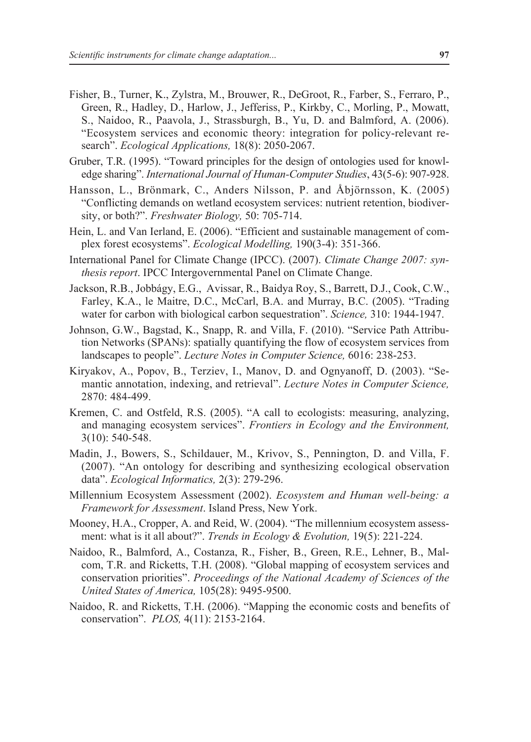Fisher, B., Turner, K., Zylstra, M., Brouwer, R., DeGroot, R., Farber, S., Ferraro, P., Green, R., Hadley, D., Harlow, J., Jefferiss, P., Kirkby, C., Morling, P., Mowatt, S., Naidoo, R., Paavola, J., Strassburgh, B., Yu, D. and Balmford, A. (2006). "Ecosystem services and economic theory: integration for policy-relevant research". *Ecological Applications,* 18(8): 2050-2067.

Gruber, T.R. (1995). "Toward principles for the design of ontologies used for knowledge sharing". *International Journal of Human-Computer Studies*, 43(5-6): 907-928.

Hansson, L., Brönmark, C., Anders Nilsson, P. and Åbjörnsson, K. (2005) "Conflicting demands on wetland ecosystem services: nutrient retention, biodiversity, or both?". *Freshwater Biology,* 50: 705-714.

Hein, L. and Van Ierland, E. (2006). "Efficient and sustainable management of complex forest ecosystems". *Ecological Modelling,* 190(3-4): 351-366.

International Panel for Climate Change (IPCC). (2007). *Climate Change 2007: synthesis report*. IPCC Intergovernmental Panel on Climate Change.

Jackson, R.B., Jobbágy, E.G., Avissar, R., Baidya Roy, S., Barrett, D.J., Cook, C.W., Farley, K.A., le Maitre, D.C., McCarl, B.A. and Murray, B.C. (2005). "Trading water for carbon with biological carbon sequestration". *Science,* 310: 1944-1947.

Johnson, G.W., Bagstad, K., Snapp, R. and Villa, F. (2010). "Service Path Attribution Networks (SPANs): spatially quantifying the flow of ecosystem services from landscapes to people". *Lecture Notes in Computer Science,* 6016: 238-253.

Kiryakov, A., Popov, B., Terziev, I., Manov, D. and Ognyanoff, D. (2003). "Semantic annotation, indexing, and retrieval". *Lecture Notes in Computer Science,* 2870: 484-499.

Kremen, C. and Ostfeld, R.S. (2005). "A call to ecologists: measuring, analyzing, and managing ecosystem services". *Frontiers in Ecology and the Environment,* 3(10): 540-548.

Madin, J., Bowers, S., Schildauer, M., Krivov, S., Pennington, D. and Villa, F. (2007). "An ontology for describing and synthesizing ecological observation data". *Ecological Informatics,* 2(3): 279-296.

Millennium Ecosystem Assessment (2002). *Ecosystem and Human well-being: a Framework for Assessment*. Island Press, New York.

Mooney, H.A., Cropper, A. and Reid, W. (2004). "The millennium ecosystem assessment: what is it all about?". *Trends in Ecology & Evolution,* 19(5): 221-224.

Naidoo, R., Balmford, A., Costanza, R., Fisher, B., Green, R.E., Lehner, B., Malcom, T.R. and Ricketts, T.H. (2008). "Global mapping of ecosystem services and conservation priorities". *Proceedings of the National Academy of Sciences of the United States of America,* 105(28): 9495-9500.

Naidoo, R. and Ricketts, T.H. (2006). "Mapping the economic costs and benefits of conservation". *PLOS,* 4(11): 2153-2164.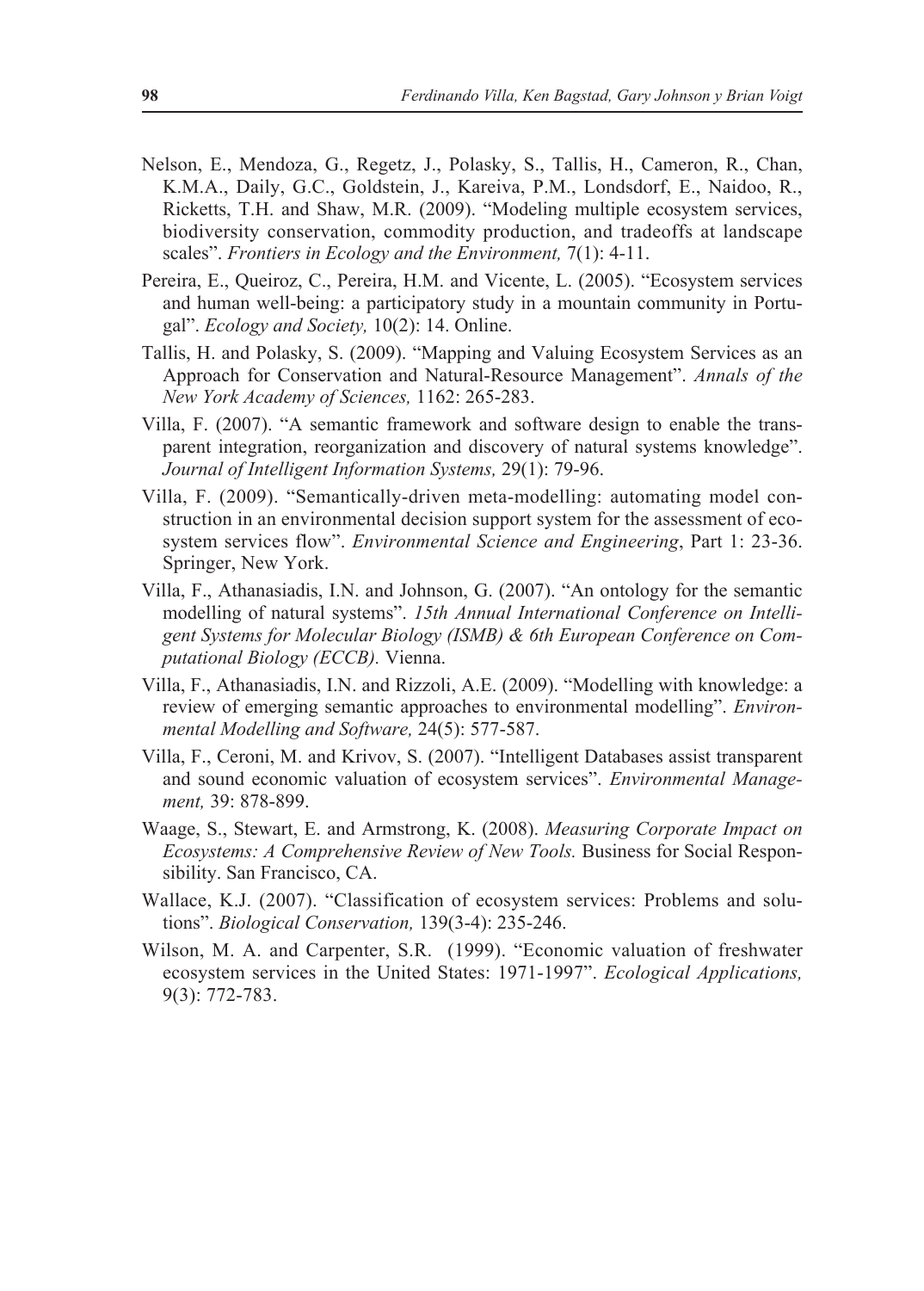Nelson, E., Mendoza, G., Regetz, J., Polasky, S., Tallis, H., Cameron, R., Chan, K.M.A., Daily, G.C., Goldstein, J., Kareiva, P.M., Londsdorf, E., Naidoo, R., Ricketts, T.H. and Shaw, M.R. (2009). "Modeling multiple ecosystem services, biodiversity conservation, commodity production, and tradeoffs at landscape scales". *Frontiers in Ecology and the Environment,* 7(1): 4-11.

Pereira, E., Queiroz, C., Pereira, H.M. and Vicente, L. (2005). "Ecosystem services and human well-being: a participatory study in a mountain community in Portugal". *Ecology and Society,* 10(2): 14. Online.

Tallis, H. and Polasky, S. (2009). "Mapping and Valuing Ecosystem Services as an Approach for Conservation and Natural-Resource Management". *Annals of the New York Academy of Sciences,* 1162: 265-283.

Villa, F. (2007). "A semantic framework and software design to enable the transparent integration, reorganization and discovery of natural systems knowledge". *Journal of Intelligent Information Systems,* 29(1): 79-96.

Villa, F. (2009). "Semantically-driven meta-modelling: automating model construction in an environmental decision support system for the assessment of ecosystem services flow". *Environmental Science and Engineering*, Part 1: 23-36. Springer, New York.

Villa, F., Athanasiadis, I.N. and Johnson, G. (2007). "An ontology for the semantic modelling of natural systems". *15th Annual International Conference on Intelligent Systems for Molecular Biology (ISMB) & 6th European Conference on Computational Biology (ECCB).* Vienna.

Villa, F., Athanasiadis, I.N. and Rizzoli, A.E. (2009). "Modelling with knowledge: a review of emerging semantic approaches to environmental modelling". *Environmental Modelling and Software,* 24(5): 577-587.

Villa, F., Ceroni, M. and Krivov, S. (2007). "Intelligent Databases assist transparent and sound economic valuation of ecosystem services". *Environmental Management,* 39: 878-899.

Waage, S., Stewart, E. and Armstrong, K. (2008). *Measuring Corporate Impact on Ecosystems: A Comprehensive Review of New Tools.* Business for Social Responsibility. San Francisco, CA.

Wallace, K.J. (2007). "Classification of ecosystem services: Problems and solutions". *Biological Conservation,* 139(3-4): 235-246.

Wilson, M. A. and Carpenter, S.R. (1999). "Economic valuation of freshwater ecosystem services in the United States: 1971-1997". *Ecological Applications,* 9(3): 772-783.